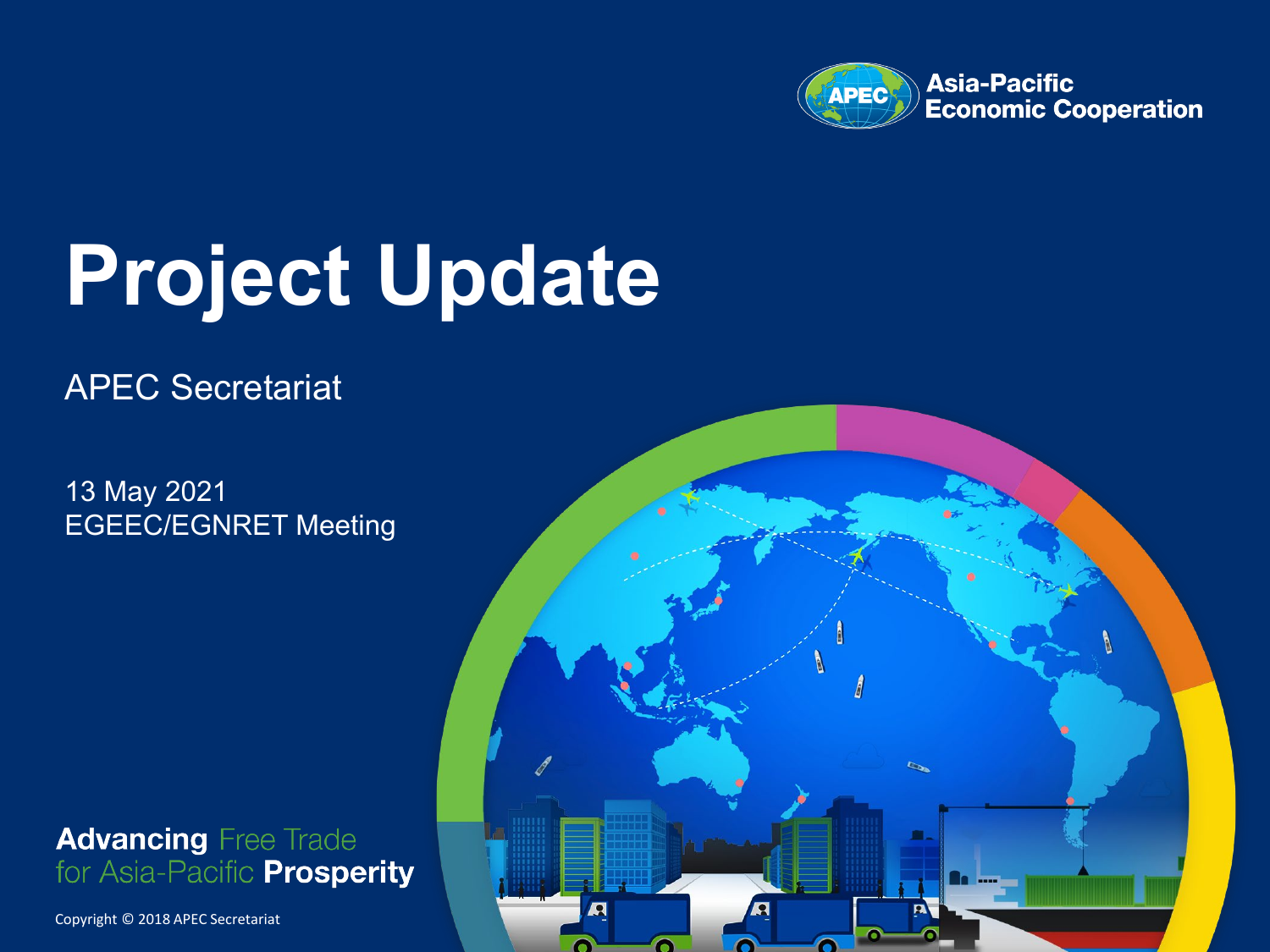Asia-Pacific Economic Cooperation

# Project Update

APEC Secretariat

13 May 2021
EGEEC/EGNRET Meeting

**Advancing** Free Trade for Asia-Pacific **Prosperity**

Copyright © 2018 APEC Secretariat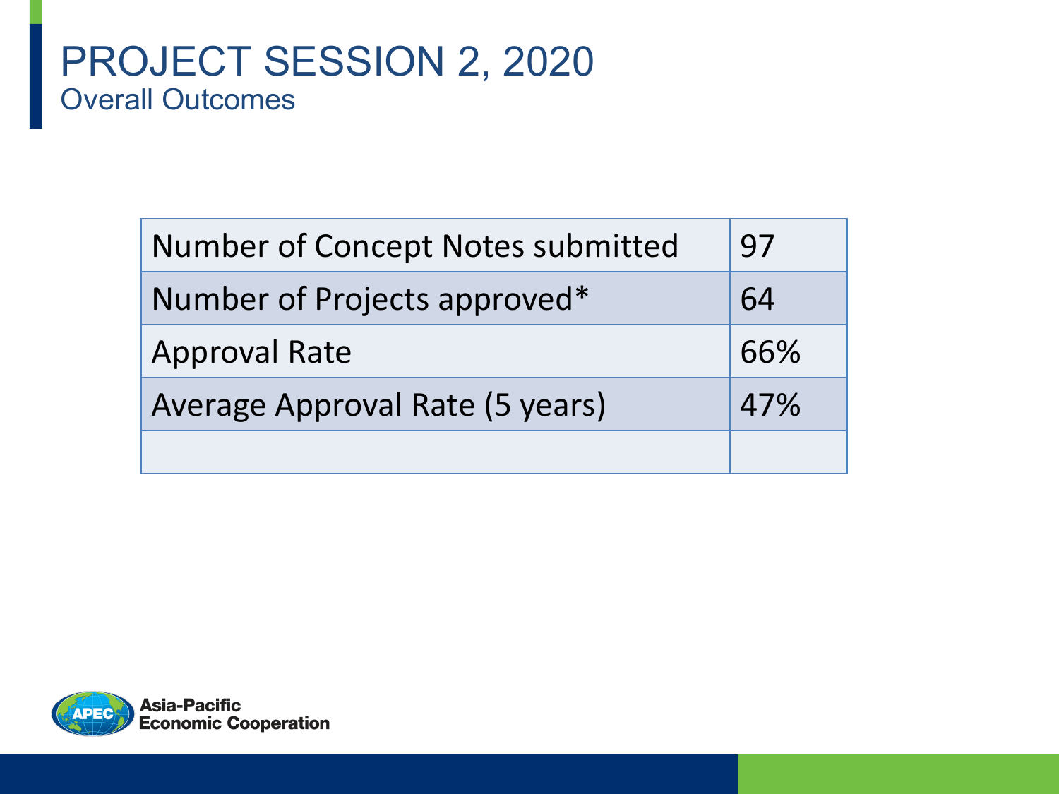# PROJECT SESSION 2, 2020

## Overall Outcomes

| | |
|---|---|
| Number of Concept Notes submitted | 97 |
| Number of Projects approved* | 64 |
| Approval Rate | 66% |
| Average Approval Rate (5 years) | 47% |
| | |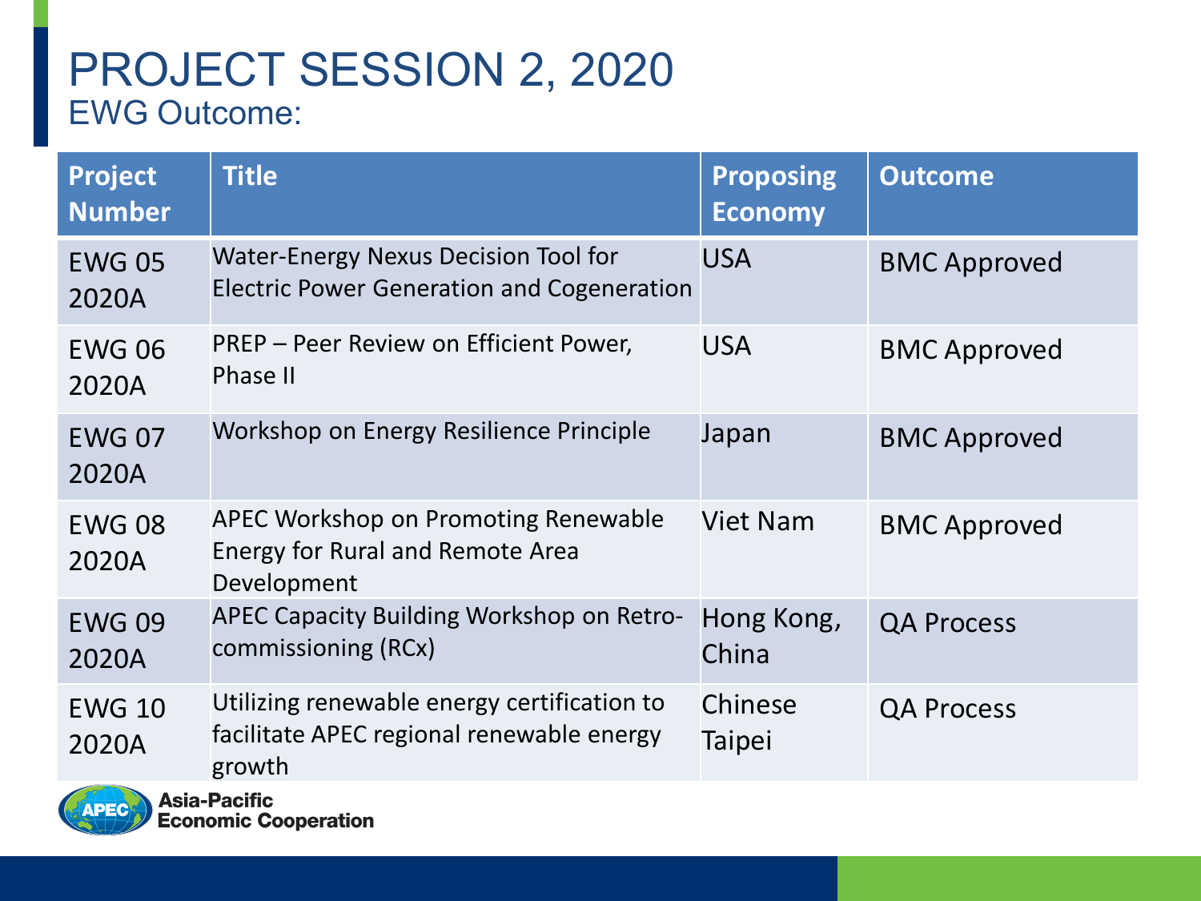# PROJECT SESSION 2, 2020

## EWG Outcome:

| Project Number | Title | Proposing Economy | Outcome |
|---|---|---|---|
| EWG 05 2020A | Water-Energy Nexus Decision Tool for Electric Power Generation and Cogeneration | USA | BMC Approved |
| EWG 06 2020A | PREP – Peer Review on Efficient Power, Phase II | USA | BMC Approved |
| EWG 07 2020A | Workshop on Energy Resilience Principle | Japan | BMC Approved |
| EWG 08 2020A | APEC Workshop on Promoting Renewable Energy for Rural and Remote Area Development | Viet Nam | BMC Approved |
| EWG 09 2020A | APEC Capacity Building Workshop on Retro-commissioning (RCx) | Hong Kong, China | QA Process |
| EWG 10 2020A | Utilizing renewable energy certification to facilitate APEC regional renewable energy growth | Chinese Taipei | QA Process |

Asia-Pacific Economic Cooperation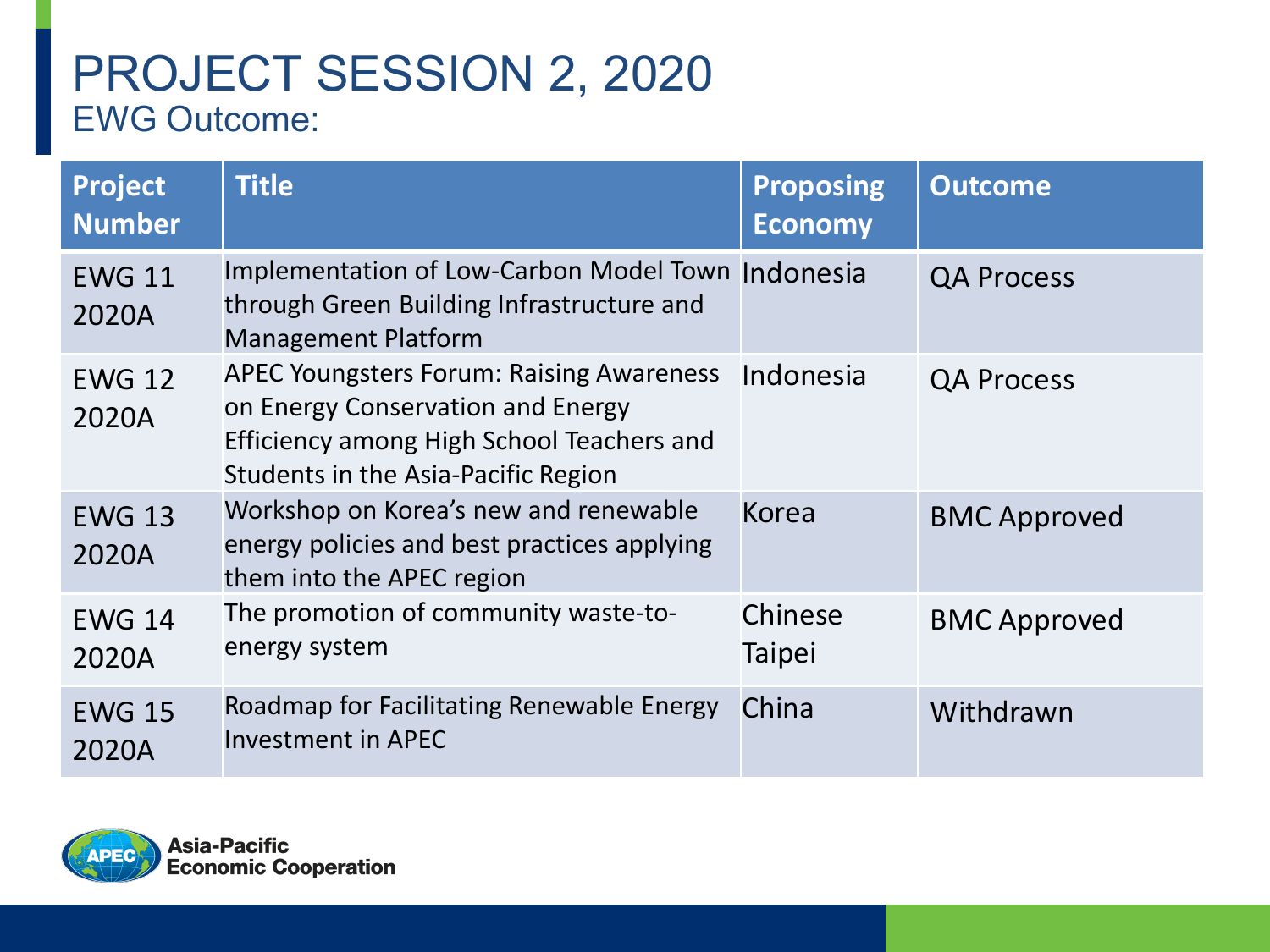# PROJECT SESSION 2, 2020

## EWG Outcome:

| Project Number | Title | Proposing Economy | Outcome |
|---|---|---|---|
| EWG 11 2020A | Implementation of Low-Carbon Model Town through Green Building Infrastructure and Management Platform | Indonesia | QA Process |
| EWG 12 2020A | APEC Youngsters Forum: Raising Awareness on Energy Conservation and Energy Efficiency among High School Teachers and Students in the Asia-Pacific Region | Indonesia | QA Process |
| EWG 13 2020A | Workshop on Korea's new and renewable energy policies and best practices applying them into the APEC region | Korea | BMC Approved |
| EWG 14 2020A | The promotion of community waste-to-energy system | Chinese Taipei | BMC Approved |
| EWG 15 2020A | Roadmap for Facilitating Renewable Energy Investment in APEC | China | Withdrawn |

Asia-Pacific Economic Cooperation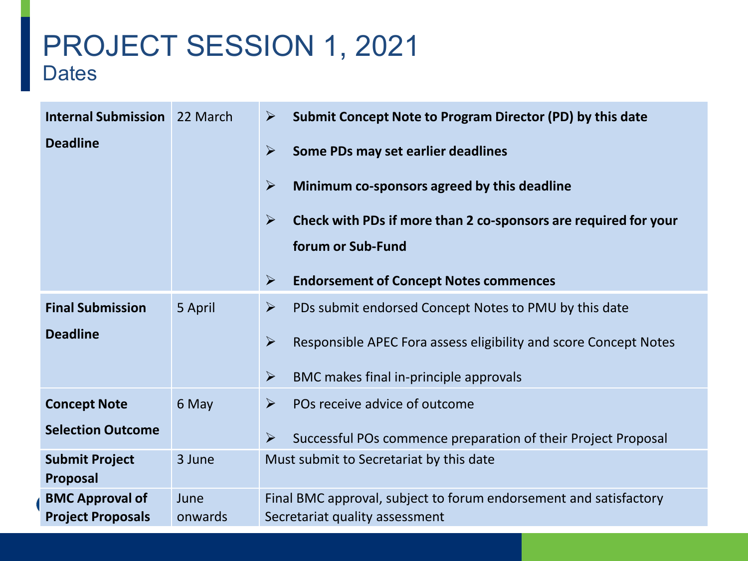# PROJECT SESSION 1, 2021

## Dates

| | | |
|---|---|---|
| **Internal Submission Deadline** | 22 March | ➢ **Submit Concept Note to Program Director (PD) by this date**<br>➢ **Some PDs may set earlier deadlines**<br>➢ **Minimum co-sponsors agreed by this deadline**<br>➢ **Check with PDs if more than 2 co-sponsors are required for your forum or Sub-Fund**<br>➢ **Endorsement of Concept Notes commences** |
| **Final Submission Deadline** | 5 April | ➢ PDs submit endorsed Concept Notes to PMU by this date<br>➢ Responsible APEC Fora assess eligibility and score Concept Notes<br>➢ BMC makes final in-principle approvals |
| **Concept Note Selection Outcome** | 6 May | ➢ POs receive advice of outcome<br>➢ Successful POs commence preparation of their Project Proposal |
| **Submit Project Proposal** | 3 June | Must submit to Secretariat by this date |
| **BMC Approval of Project Proposals** | June onwards | Final BMC approval, subject to forum endorsement and satisfactory Secretariat quality assessment |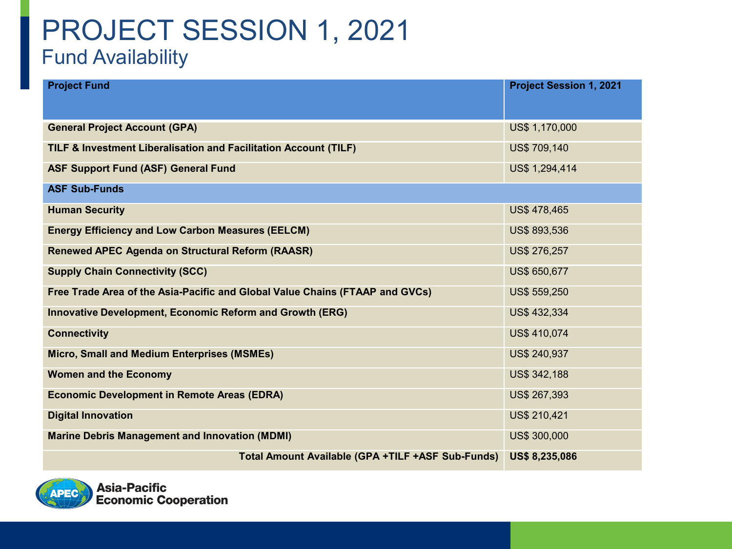# PROJECT SESSION 1, 2021

## Fund Availability

| Project Fund | Project Session 1, 2021 |
|---|---|
| **General Project Account (GPA)** | US$ 1,170,000 |
| **TILF & Investment Liberalisation and Facilitation Account (TILF)** | US$ 709,140 |
| **ASF Support Fund (ASF) General Fund** | US$ 1,294,414 |
| **ASF Sub-Funds** | |
| **Human Security** | US$ 478,465 |
| **Energy Efficiency and Low Carbon Measures (EELCM)** | US$ 893,536 |
| **Renewed APEC Agenda on Structural Reform (RAASR)** | US$ 276,257 |
| **Supply Chain Connectivity (SCC)** | US$ 650,677 |
| **Free Trade Area of the Asia-Pacific and Global Value Chains (FTAAP and GVCs)** | US$ 559,250 |
| **Innovative Development, Economic Reform and Growth (ERG)** | US$ 432,334 |
| **Connectivity** | US$ 410,074 |
| **Micro, Small and Medium Enterprises (MSMEs)** | US$ 240,937 |
| **Women and the Economy** | US$ 342,188 |
| **Economic Development in Remote Areas (EDRA)** | US$ 267,393 |
| **Digital Innovation** | US$ 210,421 |
| **Marine Debris Management and Innovation (MDMI)** | US$ 300,000 |
| **Total Amount Available (GPA +TILF +ASF Sub-Funds)** | **US$ 8,235,086** |

Asia-Pacific Economic Cooperation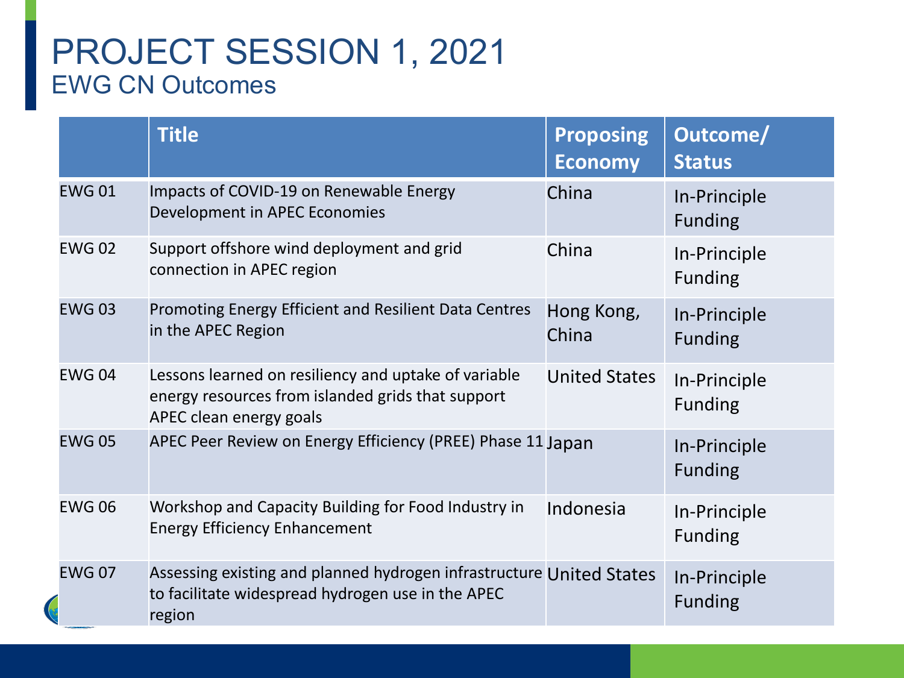# PROJECT SESSION 1, 2021

## EWG CN Outcomes

| | Title | Proposing Economy | Outcome/ Status |
|---|---|---|---|
| EWG 01 | Impacts of COVID-19 on Renewable Energy Development in APEC Economies | China | In-Principle Funding |
| EWG 02 | Support offshore wind deployment and grid connection in APEC region | China | In-Principle Funding |
| EWG 03 | Promoting Energy Efficient and Resilient Data Centres in the APEC Region | Hong Kong, China | In-Principle Funding |
| EWG 04 | Lessons learned on resiliency and uptake of variable energy resources from islanded grids that support APEC clean energy goals | United States | In-Principle Funding |
| EWG 05 | APEC Peer Review on Energy Efficiency (PREE) Phase 11 | Japan | In-Principle Funding |
| EWG 06 | Workshop and Capacity Building for Food Industry in Energy Efficiency Enhancement | Indonesia | In-Principle Funding |
| EWG 07 | Assessing existing and planned hydrogen infrastructure to facilitate widespread hydrogen use in the APEC region | United States | In-Principle Funding |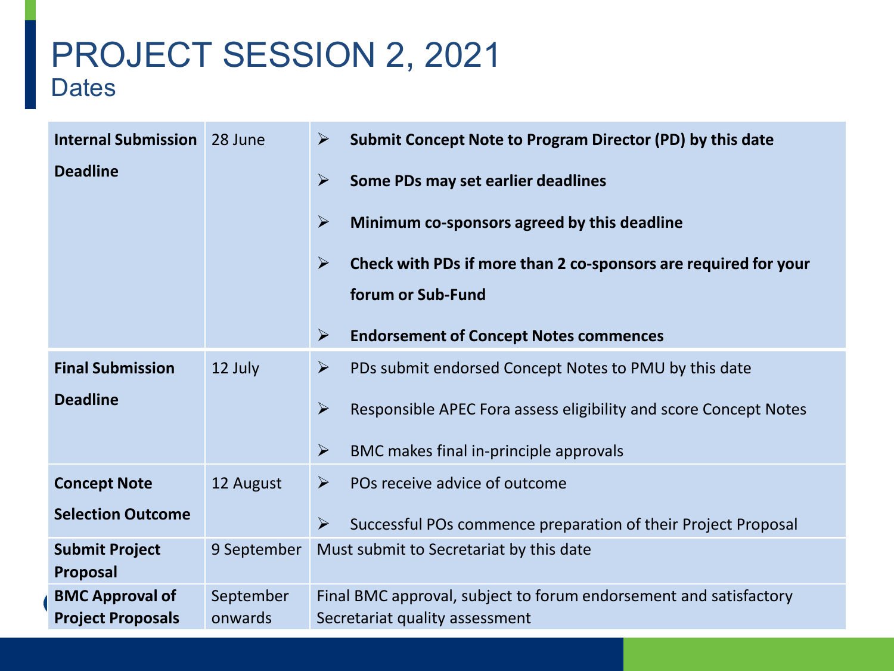# PROJECT SESSION 2, 2021

## Dates

| | | |
|---|---|---|
| **Internal Submission Deadline** | 28 June | ➢ **Submit Concept Note to Program Director (PD) by this date**<br>➢ **Some PDs may set earlier deadlines**<br>➢ **Minimum co-sponsors agreed by this deadline**<br>➢ **Check with PDs if more than 2 co-sponsors are required for your forum or Sub-Fund**<br>➢ **Endorsement of Concept Notes commences** |
| **Final Submission Deadline** | 12 July | ➢ PDs submit endorsed Concept Notes to PMU by this date<br>➢ Responsible APEC Fora assess eligibility and score Concept Notes<br>➢ BMC makes final in-principle approvals |
| **Concept Note Selection Outcome** | 12 August | ➢ POs receive advice of outcome<br>➢ Successful POs commence preparation of their Project Proposal |
| **Submit Project Proposal** | 9 September | Must submit to Secretariat by this date |
| **BMC Approval of Project Proposals** | September onwards | Final BMC approval, subject to forum endorsement and satisfactory Secretariat quality assessment |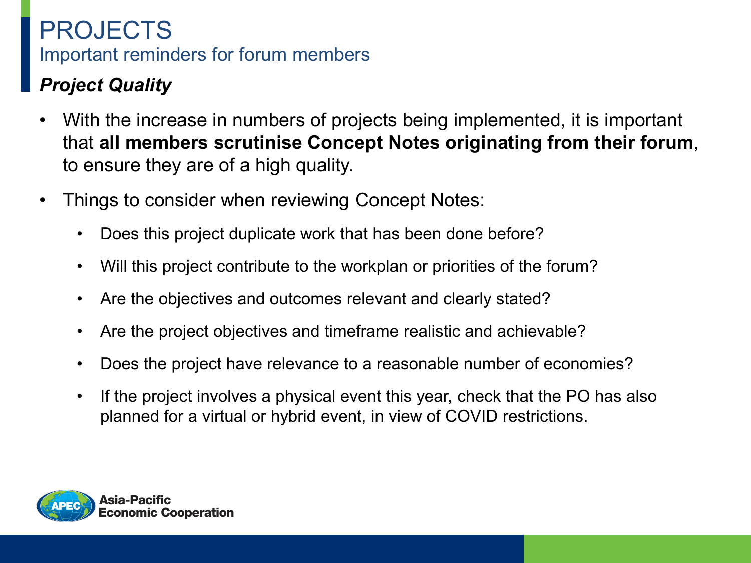# PROJECTS

## Important reminders for forum members

### *Project Quality*

- With the increase in numbers of projects being implemented, it is important that **all members scrutinise Concept Notes originating from their forum**, to ensure they are of a high quality.
- Things to consider when reviewing Concept Notes:
  - Does this project duplicate work that has been done before?
  - Will this project contribute to the workplan or priorities of the forum?
  - Are the objectives and outcomes relevant and clearly stated?
  - Are the project objectives and timeframe realistic and achievable?
  - Does the project have relevance to a reasonable number of economies?
  - If the project involves a physical event this year, check that the PO has also planned for a virtual or hybrid event, in view of COVID restrictions.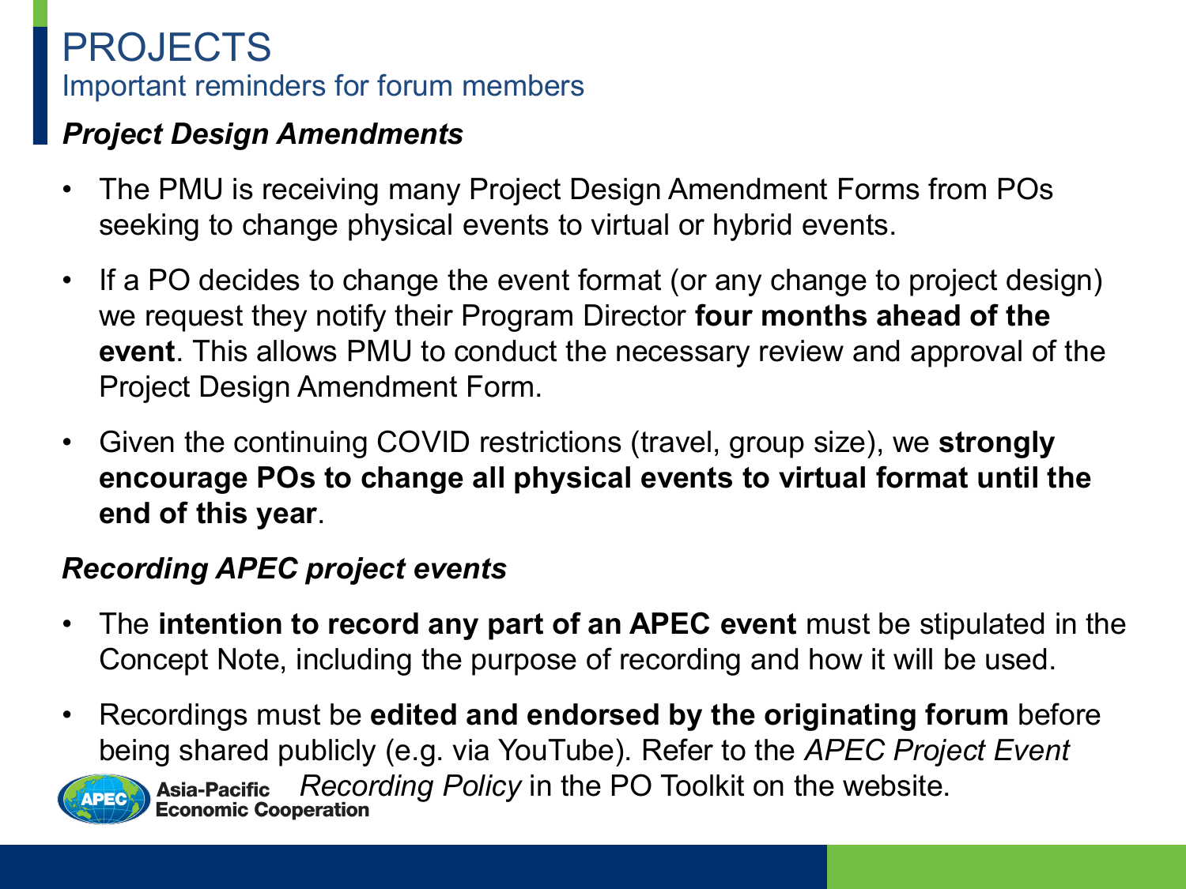# PROJECTS

## Important reminders for forum members

### *Project Design Amendments*

- The PMU is receiving many Project Design Amendment Forms from POs seeking to change physical events to virtual or hybrid events.
- If a PO decides to change the event format (or any change to project design) we request they notify their Program Director **four months ahead of the event**. This allows PMU to conduct the necessary review and approval of the Project Design Amendment Form.
- Given the continuing COVID restrictions (travel, group size), we **strongly encourage POs to change all physical events to virtual format until the end of this year**.

### *Recording APEC project events*

- The **intention to record any part of an APEC event** must be stipulated in the Concept Note, including the purpose of recording and how it will be used.
- Recordings must be **edited and endorsed by the originating forum** before being shared publicly (e.g. via YouTube). Refer to the *APEC Project Event Recording Policy* in the PO Toolkit on the website.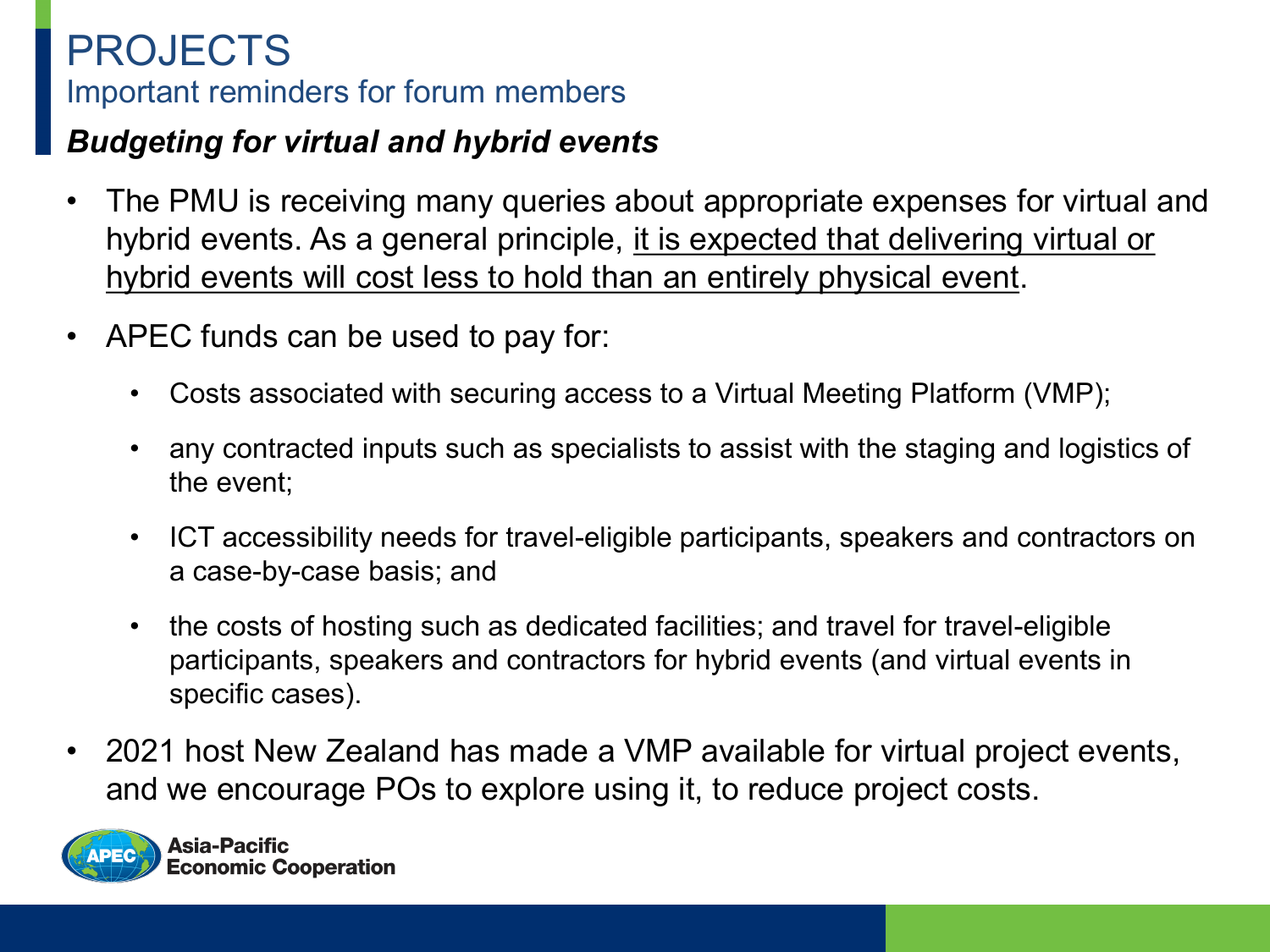# PROJECTS

## Important reminders for forum members

### *Budgeting for virtual and hybrid events*

- The PMU is receiving many queries about appropriate expenses for virtual and hybrid events. As a general principle, <u>it is expected that delivering virtual or hybrid events will cost less to hold than an entirely physical event</u>.
- APEC funds can be used to pay for:
  - Costs associated with securing access to a Virtual Meeting Platform (VMP);
  - any contracted inputs such as specialists to assist with the staging and logistics of the event;
  - ICT accessibility needs for travel-eligible participants, speakers and contractors on a case-by-case basis; and
  - the costs of hosting such as dedicated facilities; and travel for travel-eligible participants, speakers and contractors for hybrid events (and virtual events in specific cases).
- 2021 host New Zealand has made a VMP available for virtual project events, and we encourage POs to explore using it, to reduce project costs.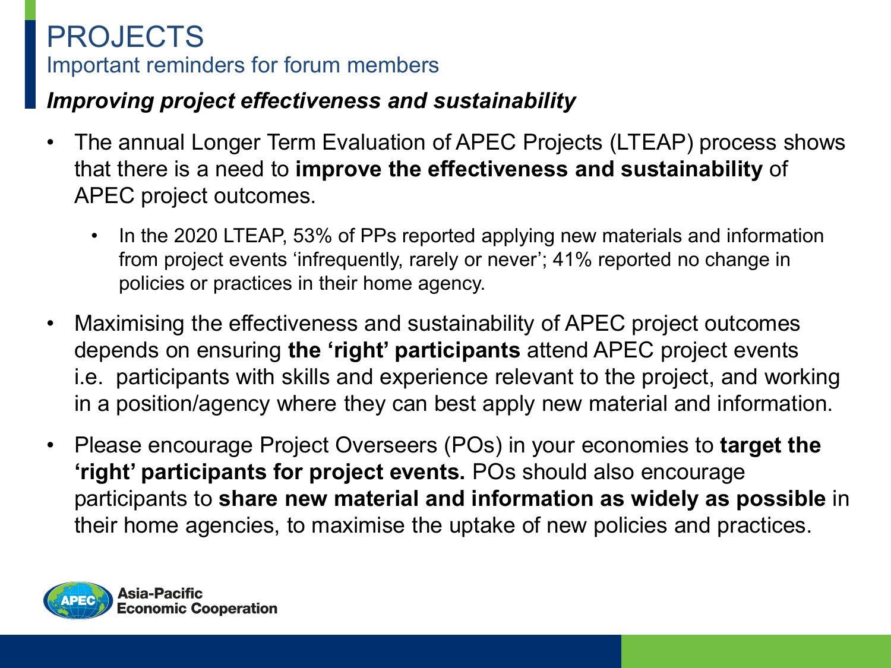# PROJECTS

## Important reminders for forum members

### *Improving project effectiveness and sustainability*

- The annual Longer Term Evaluation of APEC Projects (LTEAP) process shows that there is a need to **improve the effectiveness and sustainability** of APEC project outcomes.
  - In the 2020 LTEAP, 53% of PPs reported applying new materials and information from project events 'infrequently, rarely or never'; 41% reported no change in policies or practices in their home agency.
- Maximising the effectiveness and sustainability of APEC project outcomes depends on ensuring **the 'right' participants** attend APEC project events i.e. participants with skills and experience relevant to the project, and working in a position/agency where they can best apply new material and information.
- Please encourage Project Overseers (POs) in your economies to **target the 'right' participants for project events.** POs should also encourage participants to **share new material and information as widely as possible** in their home agencies, to maximise the uptake of new policies and practices.

Asia-Pacific Economic Cooperation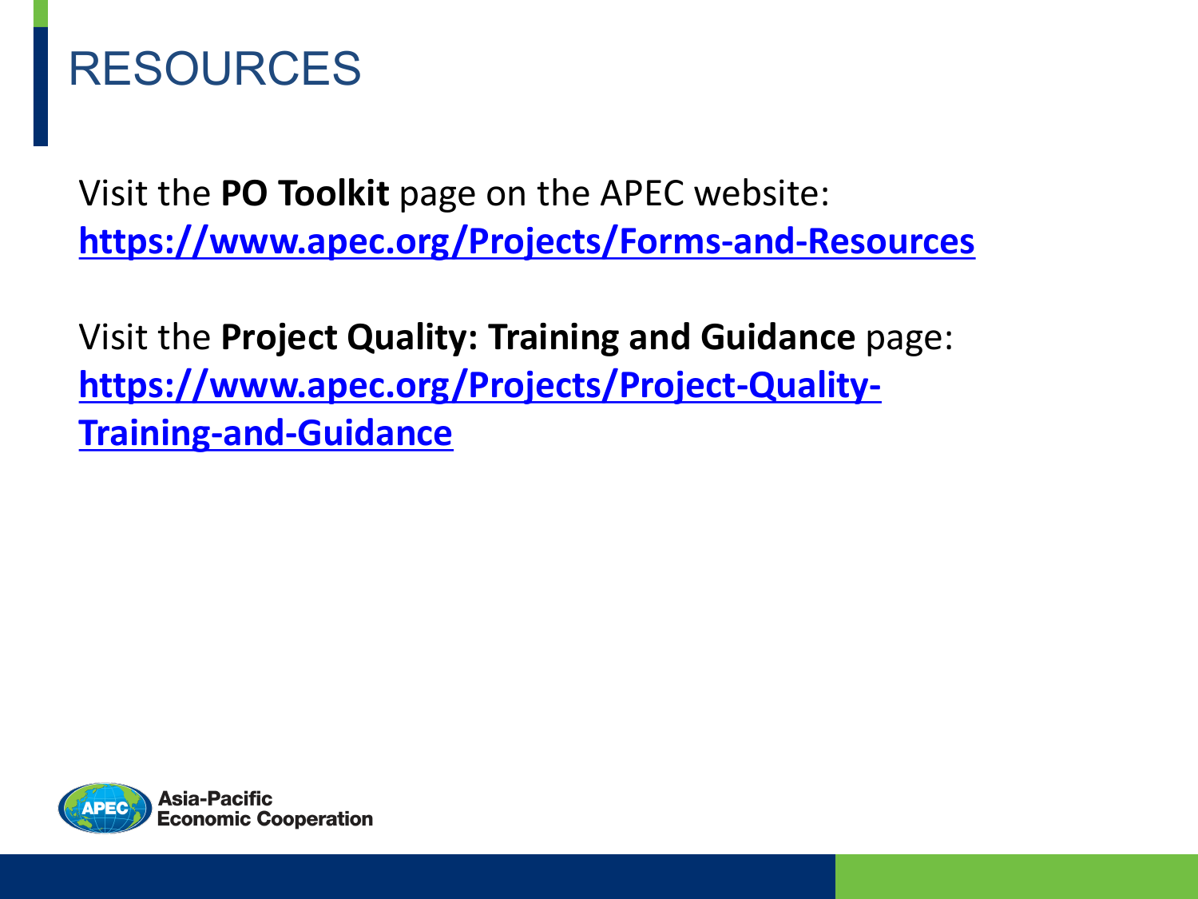# RESOURCES

Visit the **PO Toolkit** page on the APEC website:
**https://www.apec.org/Projects/Forms-and-Resources**

Visit the **Project Quality: Training and Guidance** page:
**https://www.apec.org/Projects/Project-Quality-Training-and-Guidance**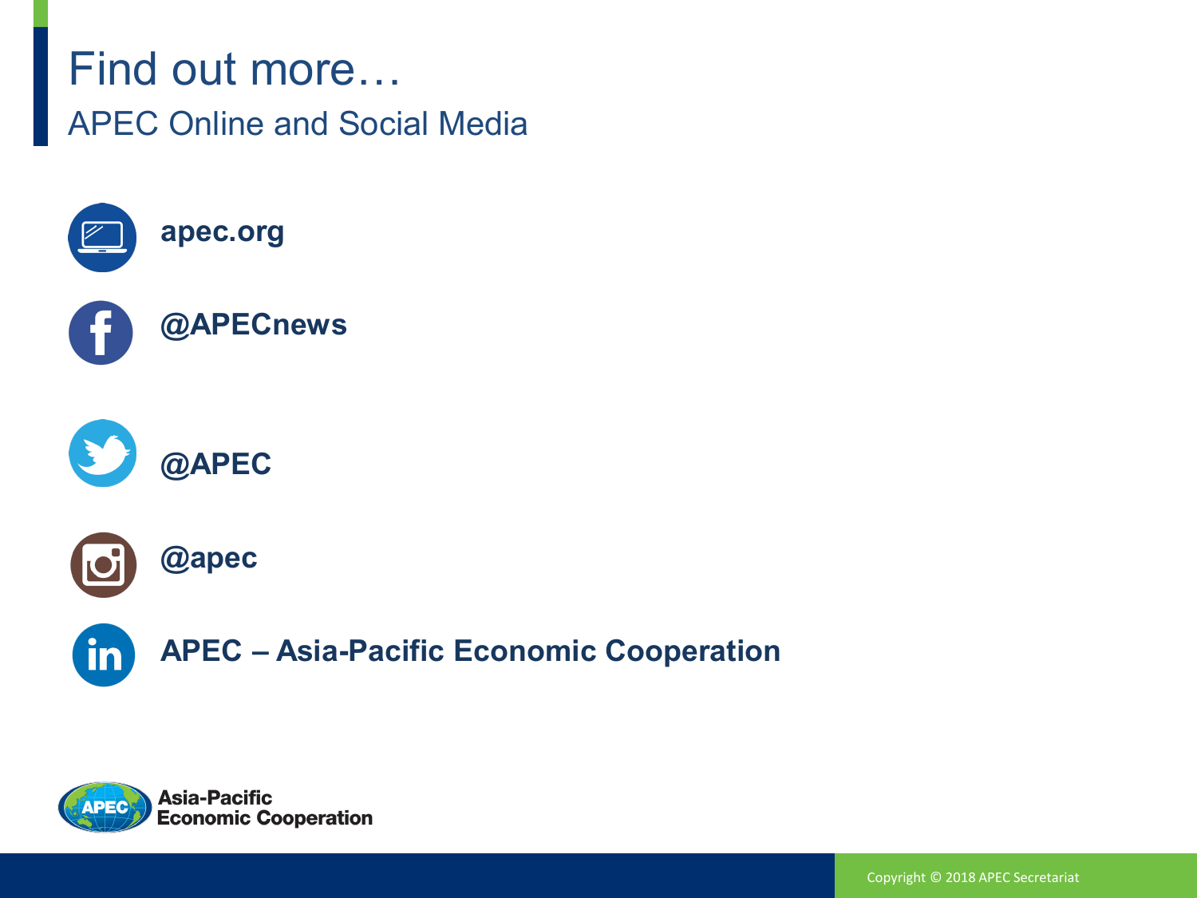# Find out more…

## APEC Online and Social Media

**apec.org**

**@APECnews**

**@APEC**

**@apec**

**APEC – Asia-Pacific Economic Cooperation**

Asia-Pacific Economic Cooperation

Copyright © 2018 APEC Secretariat